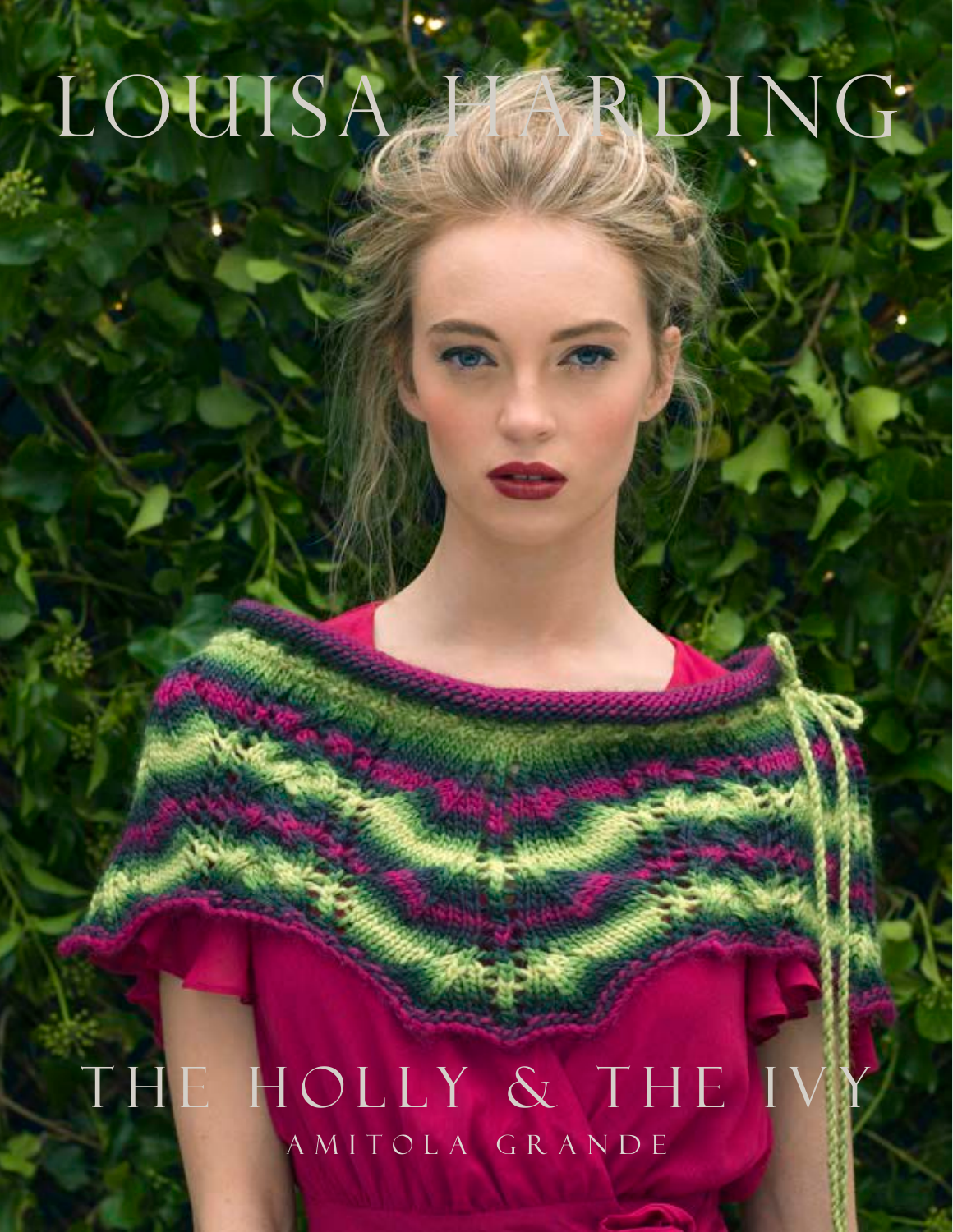# LOUISA HARDING

## THE HOLLY & THE IVY

AMITOLA GRANDE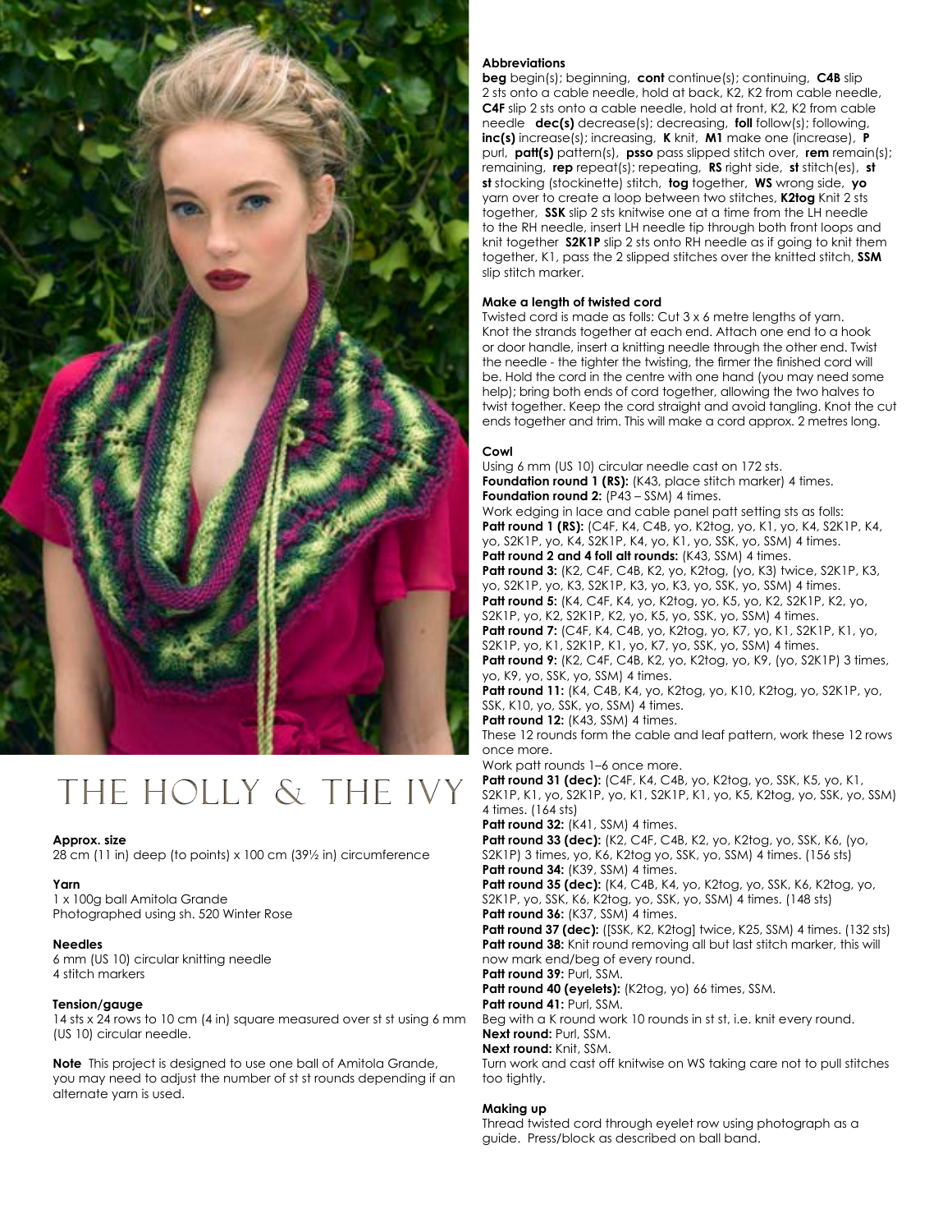# THE HOLLY & THE IVY

**Approx. size**
28 cm (11 in) deep (to points) x 100 cm (39½ in) circumference

**Yarn**
1 x 100g ball Amitola Grande
Photographed using sh. 520 Winter Rose

**Needles**
6 mm (US 10) circular knitting needle
4 stitch markers

**Tension/gauge**
14 sts x 24 rows to 10 cm (4 in) square measured over st st using 6 mm (US 10) circular needle.

**Note** This project is designed to use one ball of Amitola Grande, you may need to adjust the number of st st rounds depending if an alternate yarn is used.

**Abbreviations**
**beg** begin(s); beginning, **cont** continue(s); continuing, **C4B** slip 2 sts onto a cable needle, hold at back, K2, K2 from cable needle, **C4F** slip 2 sts onto a cable needle, hold at front, K2, K2 from cable needle **dec(s)** decrease(s); decreasing, **foll** follow(s); following, **inc(s)** increase(s); increasing, **K** knit, **M1** make one (increase), **P** purl, **patt(s)** pattern(s), **psso** pass slipped stitch over, **rem** remain(s); remaining, **rep** repeat(s); repeating, **RS** right side, **st** stitch(es), **st st** stocking (stockinette) stitch, **tog** together, **WS** wrong side, **yo** yarn over to create a loop between two stitches, **K2tog** Knit 2 sts together, **SSK** slip 2 sts knitwise one at a time from the LH needle to the RH needle, insert LH needle tip through both front loops and knit together **S2K1P** slip 2 sts onto RH needle as if going to knit them together, K1, pass the 2 slipped stitches over the knitted stitch, **SSM** slip stitch marker.

**Make a length of twisted cord**
Twisted cord is made as folls: Cut 3 x 6 metre lengths of yarn. Knot the strands together at each end. Attach one end to a hook or door handle, insert a knitting needle through the other end. Twist the needle - the tighter the twisting, the firmer the finished cord will be. Hold the cord in the centre with one hand (you may need some help); bring both ends of cord together, allowing the two halves to twist together. Keep the cord straight and avoid tangling. Knot the cut ends together and trim. This will make a cord approx. 2 metres long.

**Cowl**
Using 6 mm (US 10) circular needle cast on 172 sts.
**Foundation round 1 (RS):** (K43, place stitch marker) 4 times.
**Foundation round 2:** (P43 – SSM) 4 times.
Work edging in lace and cable panel patt setting sts as folls:
**Patt round 1 (RS):** (C4F, K4, C4B, yo, K2tog, yo, K1, yo, K4, S2K1P, K4, yo, S2K1P, yo, K4, S2K1P, K4, yo, K1, yo, SSK, yo, SSM) 4 times.
**Patt round 2 and 4 foll alt rounds:** (K43, SSM) 4 times.
**Patt round 3:** (K2, C4F, C4B, K2, yo, K2tog, (yo, K3) twice, S2K1P, K3, yo, S2K1P, yo, K3, S2K1P, K3, yo, K3, yo, SSK, yo, SSM) 4 times.
**Patt round 5:** (K4, C4F, K4, yo, K2tog, yo, K5, yo, K2, S2K1P, K2, yo, S2K1P, yo, K2, S2K1P, K2, yo, K5, yo, SSK, yo, SSM) 4 times.
**Patt round 7:** (C4F, K4, C4B, yo, K2tog, yo, K7, yo, K1, S2K1P, K1, yo, S2K1P, yo, K1, S2K1P, K1, yo, K7, yo, SSK, yo, SSM) 4 times.
**Patt round 9:** (K2, C4F, C4B, K2, yo, K2tog, yo, K9, (yo, S2K1P) 3 times, yo, K9, yo, SSK, yo, SSM) 4 times.
**Patt round 11:** (K4, C4B, K4, yo, K2tog, yo, K10, K2tog, yo, S2K1P, yo, SSK, K10, yo, SSK, yo, SSM) 4 times.
**Patt round 12:** (K43, SSM) 4 times.
These 12 rounds form the cable and leaf pattern, work these 12 rows once more.
Work patt rounds 1–6 once more.
**Patt round 31 (dec):** (C4F, K4, C4B, yo, K2tog, yo, SSK, K5, yo, K1, S2K1P, K1, yo, S2K1P, yo, K1, S2K1P, K1, yo, K5, K2tog, yo, SSK, yo, SSM) 4 times. (164 sts)
**Patt round 32:** (K41, SSM) 4 times.
**Patt round 33 (dec):** (K2, C4F, C4B, K2, yo, K2tog, yo, SSK, K6, (yo, S2K1P) 3 times, yo, K6, K2tog yo, SSK, yo, SSM) 4 times. (156 sts)
**Patt round 34:** (K39, SSM) 4 times.
**Patt round 35 (dec):** (K4, C4B, K4, yo, K2tog, yo, SSK, K6, K2tog, yo, S2K1P, yo, SSK, K6, K2tog, yo, SSK, yo, SSM) 4 times. (148 sts)
**Patt round 36:** (K37, SSM) 4 times.
**Patt round 37 (dec):** ([SSK, K2, K2tog] twice, K25, SSM) 4 times. (132 sts)
**Patt round 38:** Knit round removing all but last stitch marker, this will now mark end/beg of every round.
**Patt round 39:** Purl, SSM.
**Patt round 40 (eyelets):** (K2tog, yo) 66 times, SSM.
**Patt round 41:** Purl, SSM.
Beg with a K round work 10 rounds in st st, i.e. knit every round.
**Next round:** Purl, SSM.
**Next round:** Knit, SSM.
Turn work and cast off knitwise on WS taking care not to pull stitches too tightly.

**Making up**
Thread twisted cord through eyelet row using photograph as a guide. Press/block as described on ball band.